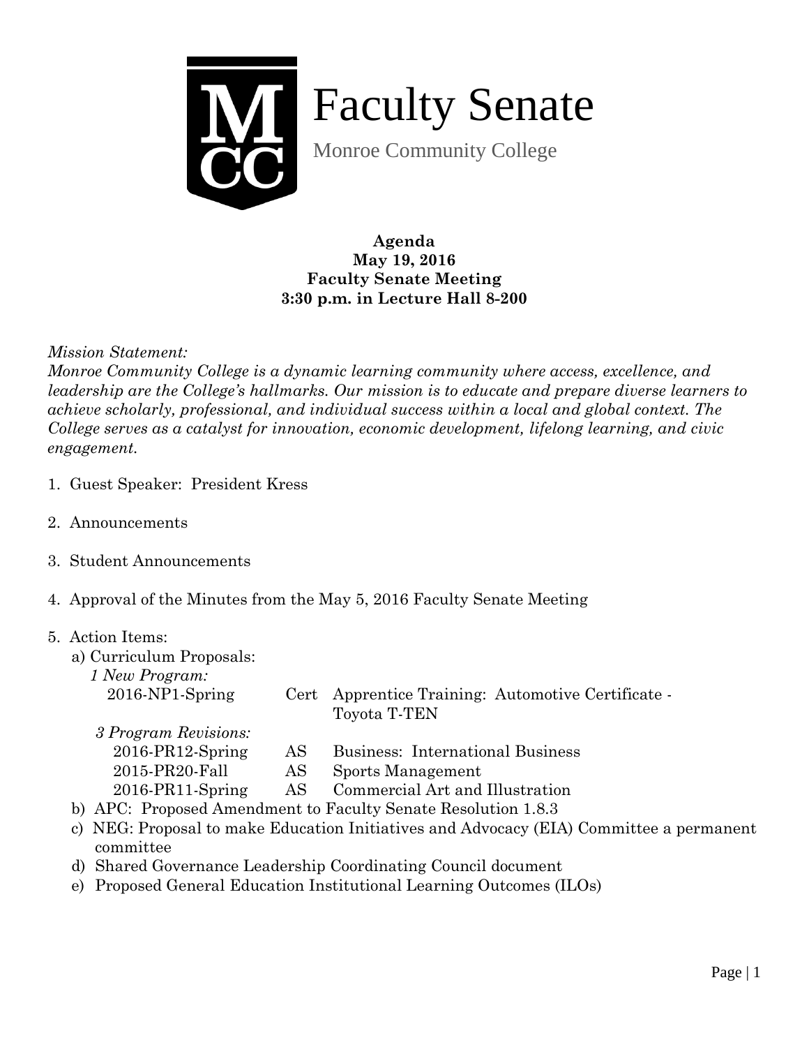# Faculty Senate

Monroe Community College

**Agenda**
**May 19, 2016**
**Faculty Senate Meeting**
**3:30 p.m. in Lecture Hall 8-200**

*Mission Statement:*
*Monroe Community College is a dynamic learning community where access, excellence, and leadership are the College's hallmarks. Our mission is to educate and prepare diverse learners to achieve scholarly, professional, and individual success within a local and global context. The College serves as a catalyst for innovation, economic development, lifelong learning, and civic engagement.*

1. Guest Speaker: President Kress

2. Announcements

3. Student Announcements

4. Approval of the Minutes from the May 5, 2016 Faculty Senate Meeting

5. Action Items:
   a) Curriculum Proposals:
      *1 New Program:*
      - 2016-NP1-Spring — Cert — Apprentice Training: Automotive Certificate - Toyota T-TEN

      *3 Program Revisions:*
      - 2016-PR12-Spring — AS — Business: International Business
      - 2015-PR20-Fall — AS — Sports Management
      - 2016-PR11-Spring — AS — Commercial Art and Illustration

   b) APC: Proposed Amendment to Faculty Senate Resolution 1.8.3
   c) NEG: Proposal to make Education Initiatives and Advocacy (EIA) Committee a permanent committee
   d) Shared Governance Leadership Coordinating Council document
   e) Proposed General Education Institutional Learning Outcomes (ILOs)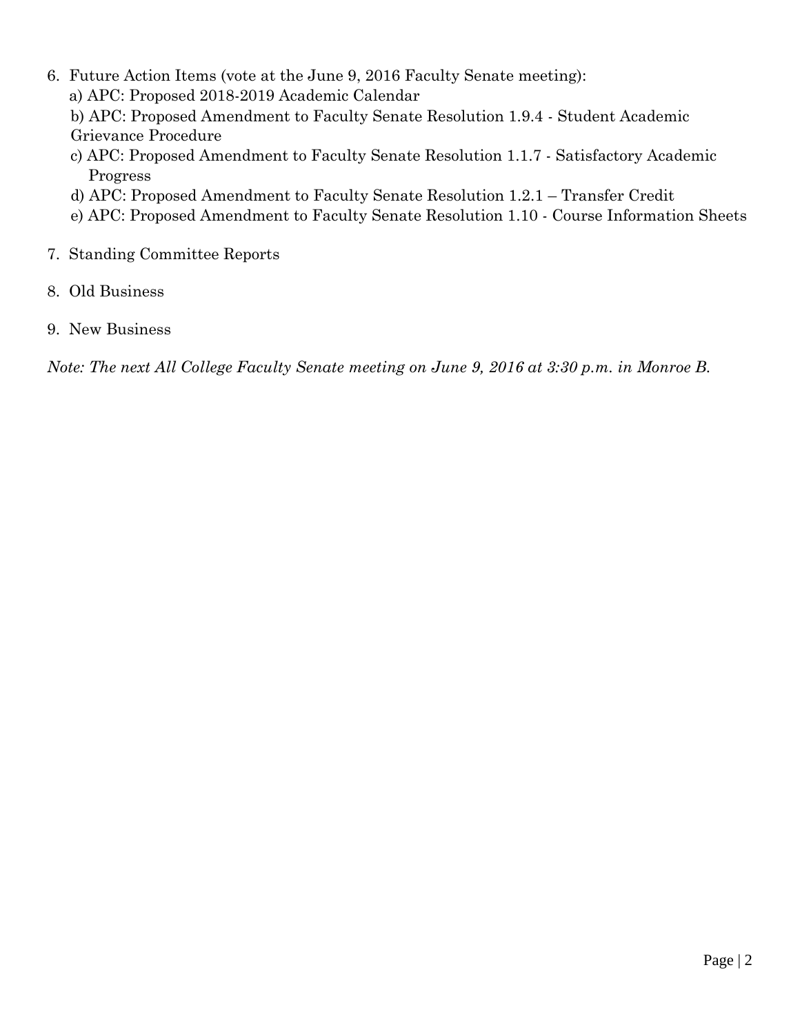6. Future Action Items (vote at the June 9, 2016 Faculty Senate meeting):
   a) APC: Proposed 2018-2019 Academic Calendar
   b) APC: Proposed Amendment to Faculty Senate Resolution 1.9.4 - Student Academic Grievance Procedure
   c) APC: Proposed Amendment to Faculty Senate Resolution 1.1.7 - Satisfactory Academic Progress
   d) APC: Proposed Amendment to Faculty Senate Resolution 1.2.1 – Transfer Credit
   e) APC: Proposed Amendment to Faculty Senate Resolution 1.10 - Course Information Sheets

7. Standing Committee Reports

8. Old Business

9. New Business

*Note: The next All College Faculty Senate meeting on June 9, 2016 at 3:30 p.m. in Monroe B.*